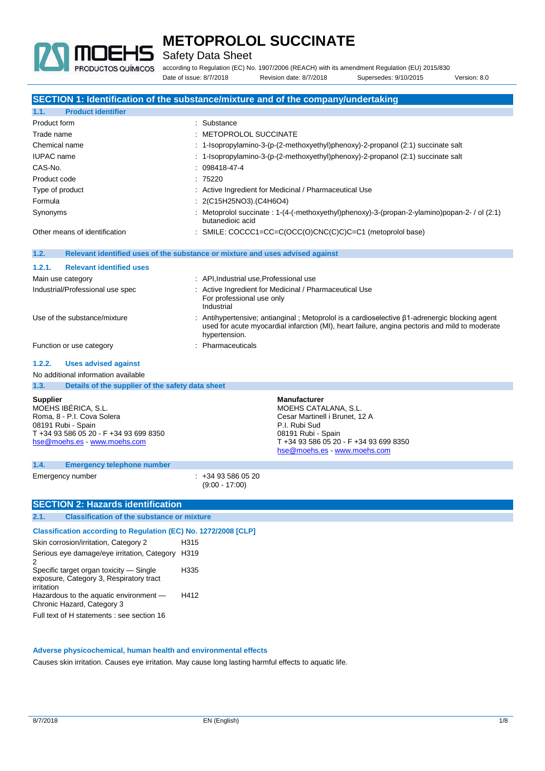# METOPROLOL SUCCINATE

## Safety Data Sheet

according to Regulation (EC) No. 1907/2006 (REACH) with its amendment Regulation (EU) 2015/830

Date of issue: 8/7/2018 Revision date: 8/7/2018 Supersedes: 9/10/2015 Version: 8.0

## SECTION 1: Identification of the substance/mixture and of the company/undertaking

### 1.1. Product identifier

| | |
|---|---|
| Product form | : Substance |
| Trade name | : METOPROLOL SUCCINATE |
| Chemical name | : 1-Isopropylamino-3-(p-(2-methoxyethyl)phenoxy)-2-propanol (2:1) succinate salt |
| IUPAC name | : 1-Isopropylamino-3-(p-(2-methoxyethyl)phenoxy)-2-propanol (2:1) succinate salt |
| CAS-No. | : 098418-47-4 |
| Product code | : 75220 |
| Type of product | : Active Ingredient for Medicinal / Pharmaceutical Use |
| Formula | : 2(C15H25NO3).(C4H6O4) |
| Synonyms | : Metoprolol succinate : 1-(4-(-methoxyethyl)phenoxy)-3-(propan-2-ylamino)popan-2- / ol (2:1) butanedioic acid |
| Other means of identification | : SMILE: COCCC1=CC=C(OCC(O)CNC(C)C)C=C1 (metoprolol base) |

### 1.2. Relevant identified uses of the substance or mixture and uses advised against

#### 1.2.1. Relevant identified uses

| | |
|---|---|
| Main use category | : API,Industrial use,Professional use |
| Industrial/Professional use spec | : Active Ingredient for Medicinal / Pharmaceutical Use<br>For professional use only<br>Industrial |
| Use of the substance/mixture | : Antihypertensive; antianginal ; Metoprolol is a cardioselective β1-adrenergic blocking agent used for acute myocardial infarction (MI), heart failure, angina pectoris and mild to moderate hypertension. |
| Function or use category | : Pharmaceuticals |

#### 1.2.2. Uses advised against

No additional information available

### 1.3. Details of the supplier of the safety data sheet

**Supplier**
MOEHS IBÉRICA, S.L.
Roma, 8 - P.I. Cova Solera
08191 Rubi - Spain
T +34 93 586 05 20 - F +34 93 699 8350
hse@moehs.es - www.moehs.com

**Manufacturer**
MOEHS CATALANA, S.L.
Cesar Martinell i Brunet, 12 A
P.I. Rubi Sud
08191 Rubi - Spain
T +34 93 586 05 20 - F +34 93 699 8350
hse@moehs.es - www.moehs.com

### 1.4. Emergency telephone number

| | |
|---|---|
| Emergency number | : +34 93 586 05 20<br>(9:00 - 17:00) |

## SECTION 2: Hazards identification

### 2.1. Classification of the substance or mixture

**Classification according to Regulation (EC) No. 1272/2008 [CLP]**

| | |
|---|---|
| Skin corrosion/irritation, Category 2 | H315 |
| Serious eye damage/eye irritation, Category 2 | H319 |
| Specific target organ toxicity — Single exposure, Category 3, Respiratory tract irritation | H335 |
| Hazardous to the aquatic environment — Chronic Hazard, Category 3 | H412 |

Full text of H statements : see section 16

**Adverse physicochemical, human health and environmental effects**

Causes skin irritation. Causes eye irritation. May cause long lasting harmful effects to aquatic life.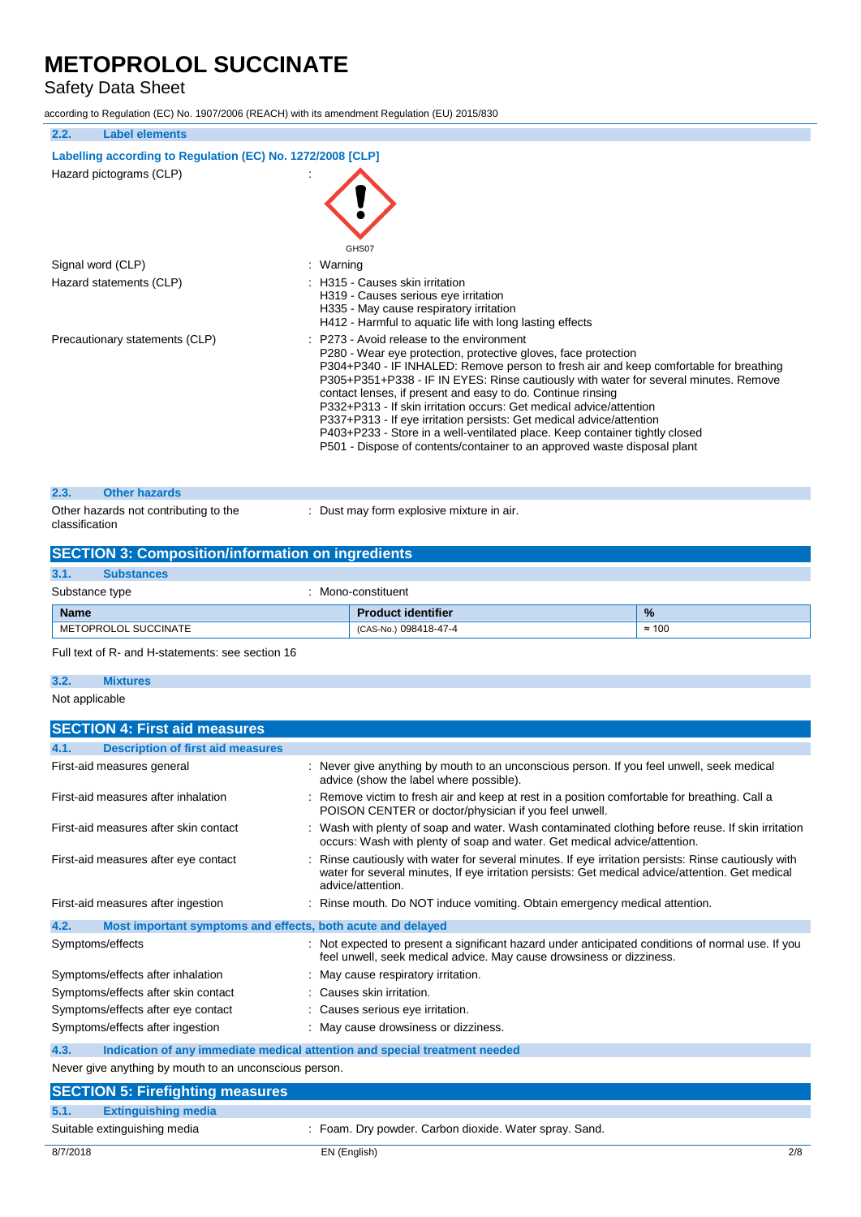### 2.2. Label elements

**Labelling according to Regulation (EC) No. 1272/2008 [CLP]**

Hazard pictograms (CLP) :

GHS07

Signal word (CLP) : Warning

Hazard statements (CLP) :
H315 - Causes skin irritation
H319 - Causes serious eye irritation
H335 - May cause respiratory irritation
H412 - Harmful to aquatic life with long lasting effects

Precautionary statements (CLP) :
P273 - Avoid release to the environment
P280 - Wear eye protection, protective gloves, face protection
P304+P340 - IF INHALED: Remove person to fresh air and keep comfortable for breathing
P305+P351+P338 - IF IN EYES: Rinse cautiously with water for several minutes. Remove contact lenses, if present and easy to do. Continue rinsing
P332+P313 - If skin irritation occurs: Get medical advice/attention
P337+P313 - If eye irritation persists: Get medical advice/attention
P403+P233 - Store in a well-ventilated place. Keep container tightly closed
P501 - Dispose of contents/container to an approved waste disposal plant

### 2.3. Other hazards

Other hazards not contributing to the classification : Dust may form explosive mixture in air.

## SECTION 3: Composition/information on ingredients

### 3.1. Substances

Substance type : Mono-constituent

| Name | Product identifier | % |
|---|---|---|
| METOPROLOL SUCCINATE | (CAS-No.) 098418-47-4 | ≈ 100 |

Full text of R- and H-statements: see section 16

### 3.2. Mixtures

Not applicable

## SECTION 4: First aid measures

### 4.1. Description of first aid measures

First-aid measures general : Never give anything by mouth to an unconscious person. If you feel unwell, seek medical advice (show the label where possible).

First-aid measures after inhalation : Remove victim to fresh air and keep at rest in a position comfortable for breathing. Call a POISON CENTER or doctor/physician if you feel unwell.

First-aid measures after skin contact : Wash with plenty of soap and water. Wash contaminated clothing before reuse. If skin irritation occurs: Wash with plenty of soap and water. Get medical advice/attention.

First-aid measures after eye contact : Rinse cautiously with water for several minutes. If eye irritation persists: Rinse cautiously with water for several minutes, If eye irritation persists: Get medical advice/attention. Get medical advice/attention.

First-aid measures after ingestion : Rinse mouth. Do NOT induce vomiting. Obtain emergency medical attention.

### 4.2. Most important symptoms and effects, both acute and delayed

Symptoms/effects : Not expected to present a significant hazard under anticipated conditions of normal use. If you feel unwell, seek medical advice. May cause drowsiness or dizziness.

Symptoms/effects after inhalation : May cause respiratory irritation.

Symptoms/effects after skin contact : Causes skin irritation.

Symptoms/effects after eye contact : Causes serious eye irritation.

Symptoms/effects after ingestion : May cause drowsiness or dizziness.

### 4.3. Indication of any immediate medical attention and special treatment needed

Never give anything by mouth to an unconscious person.

## SECTION 5: Firefighting measures

### 5.1. Extinguishing media

Suitable extinguishing media : Foam. Dry powder. Carbon dioxide. Water spray. Sand.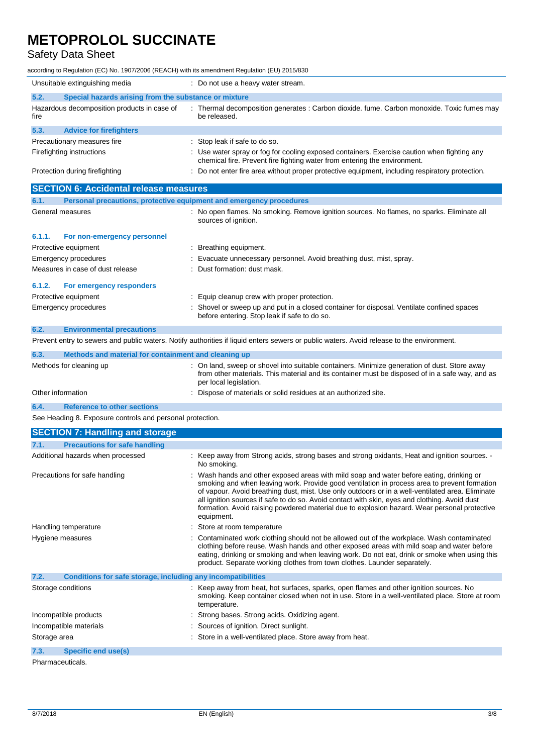| | |
|---|---|
| Unsuitable extinguishing media | : Do not use a heavy water stream. |

### 5.2. Special hazards arising from the substance or mixture

| | |
|---|---|
| Hazardous decomposition products in case of fire | : Thermal decomposition generates : Carbon dioxide. fume. Carbon monoxide. Toxic fumes may be released. |

### 5.3. Advice for firefighters

| | |
|---|---|
| Precautionary measures fire | : Stop leak if safe to do so. |
| Firefighting instructions | : Use water spray or fog for cooling exposed containers. Exercise caution when fighting any chemical fire. Prevent fire fighting water from entering the environment. |
| Protection during firefighting | : Do not enter fire area without proper protective equipment, including respiratory protection. |

## SECTION 6: Accidental release measures

### 6.1. Personal precautions, protective equipment and emergency procedures

| | |
|---|---|
| General measures | : No open flames. No smoking. Remove ignition sources. No flames, no sparks. Eliminate all sources of ignition. |

#### 6.1.1. For non-emergency personnel

| | |
|---|---|
| Protective equipment | : Breathing equipment. |
| Emergency procedures | : Evacuate unnecessary personnel. Avoid breathing dust, mist, spray. |
| Measures in case of dust release | : Dust formation: dust mask. |

#### 6.1.2. For emergency responders

| | |
|---|---|
| Protective equipment | : Equip cleanup crew with proper protection. |
| Emergency procedures | : Shovel or sweep up and put in a closed container for disposal. Ventilate confined spaces before entering. Stop leak if safe to do so. |

### 6.2. Environmental precautions

Prevent entry to sewers and public waters. Notify authorities if liquid enters sewers or public waters. Avoid release to the environment.

### 6.3. Methods and material for containment and cleaning up

| | |
|---|---|
| Methods for cleaning up | : On land, sweep or shovel into suitable containers. Minimize generation of dust. Store away from other materials. This material and its container must be disposed of in a safe way, and as per local legislation. |
| Other information | : Dispose of materials or solid residues at an authorized site. |

### 6.4. Reference to other sections

See Heading 8. Exposure controls and personal protection.

## SECTION 7: Handling and storage

### 7.1. Precautions for safe handling

| | |
|---|---|
| Additional hazards when processed | : Keep away from Strong acids, strong bases and strong oxidants, Heat and ignition sources. - No smoking. |
| Precautions for safe handling | : Wash hands and other exposed areas with mild soap and water before eating, drinking or smoking and when leaving work. Provide good ventilation in process area to prevent formation of vapour. Avoid breathing dust, mist. Use only outdoors or in a well-ventilated area. Eliminate all ignition sources if safe to do so. Avoid contact with skin, eyes and clothing. Avoid dust formation. Avoid raising powdered material due to explosion hazard. Wear personal protective equipment. |
| Handling temperature | : Store at room temperature |
| Hygiene measures | : Contaminated work clothing should not be allowed out of the workplace. Wash contaminated clothing before reuse. Wash hands and other exposed areas with mild soap and water before eating, drinking or smoking and when leaving work. Do not eat, drink or smoke when using this product. Separate working clothes from town clothes. Launder separately. |

### 7.2. Conditions for safe storage, including any incompatibilities

| | |
|---|---|
| Storage conditions | : Keep away from heat, hot surfaces, sparks, open flames and other ignition sources. No smoking. Keep container closed when not in use. Store in a well-ventilated place. Store at room temperature. |
| Incompatible products | : Strong bases. Strong acids. Oxidizing agent. |
| Incompatible materials | : Sources of ignition. Direct sunlight. |
| Storage area | : Store in a well-ventilated place. Store away from heat. |

### 7.3. Specific end use(s)

Pharmaceuticals.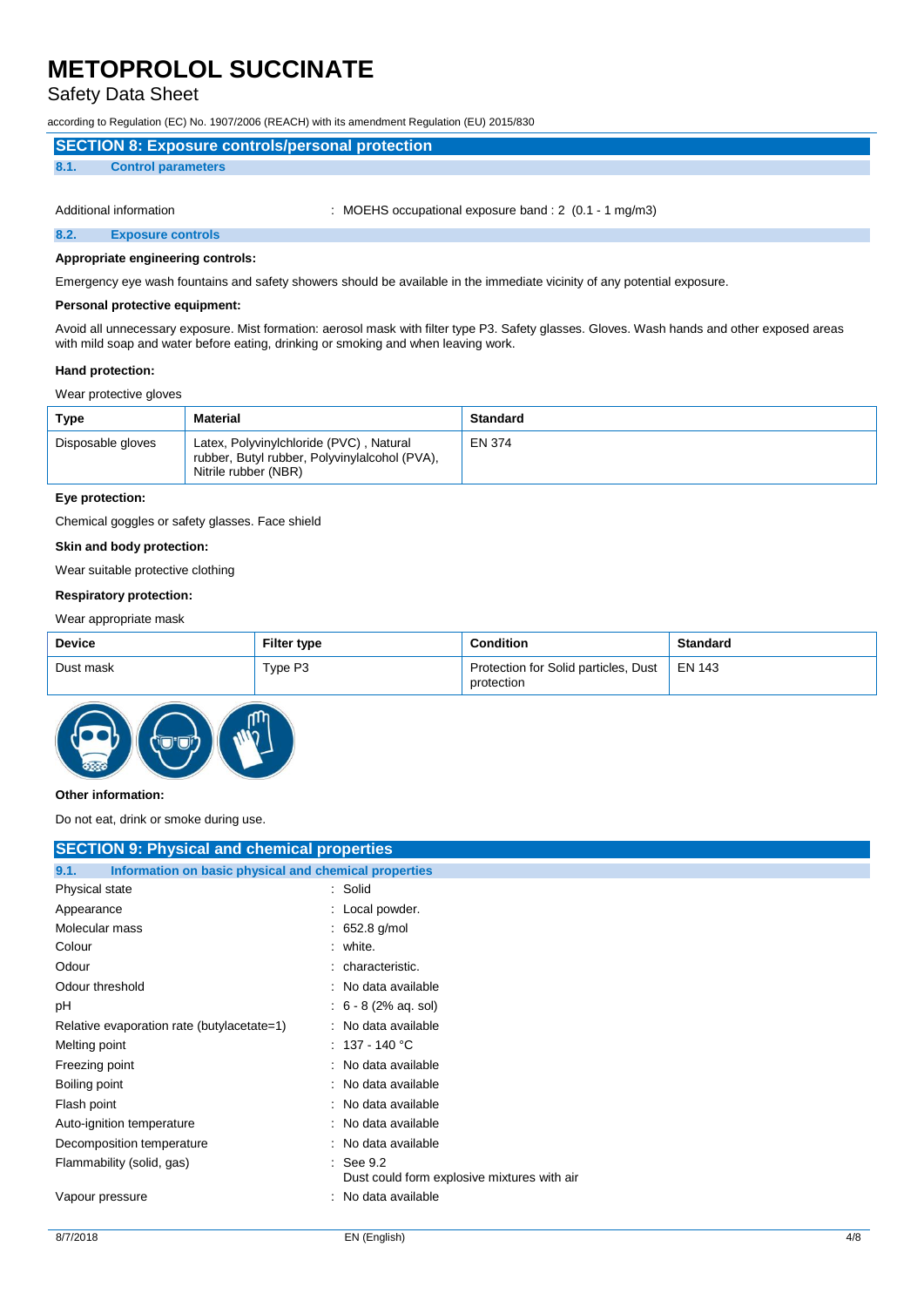## SECTION 8: Exposure controls/personal protection

### 8.1. Control parameters

Additional information : MOEHS occupational exposure band : 2 (0.1 - 1 mg/m3)

### 8.2. Exposure controls

**Appropriate engineering controls:**

Emergency eye wash fountains and safety showers should be available in the immediate vicinity of any potential exposure.

**Personal protective equipment:**

Avoid all unnecessary exposure. Mist formation: aerosol mask with filter type P3. Safety glasses. Gloves. Wash hands and other exposed areas with mild soap and water before eating, drinking or smoking and when leaving work.

**Hand protection:**

Wear protective gloves

| Type | Material | Standard |
|---|---|---|
| Disposable gloves | Latex, Polyvinylchloride (PVC) , Natural rubber, Butyl rubber, Polyvinylalcohol (PVA), Nitrile rubber (NBR) | EN 374 |

**Eye protection:**

Chemical goggles or safety glasses. Face shield

**Skin and body protection:**

Wear suitable protective clothing

**Respiratory protection:**

Wear appropriate mask

| Device | Filter type | Condition | Standard |
|---|---|---|---|
| Dust mask | Type P3 | Protection for Solid particles, Dust protection | EN 143 |

**Other information:**

Do not eat, drink or smoke during use.

## SECTION 9: Physical and chemical properties

### 9.1. Information on basic physical and chemical properties

Physical state : Solid

Appearance : Local powder.

Molecular mass : 652.8 g/mol

Colour : white.

Odour : characteristic.

Odour threshold : No data available

pH : 6 - 8 (2% aq. sol)

Relative evaporation rate (butylacetate=1) : No data available

Melting point : 137 - 140 °C

Freezing point : No data available

Boiling point : No data available

Flash point : No data available

Auto-ignition temperature : No data available

Decomposition temperature : No data available

Flammability (solid, gas) : See 9.2
Dust could form explosive mixtures with air

Vapour pressure : No data available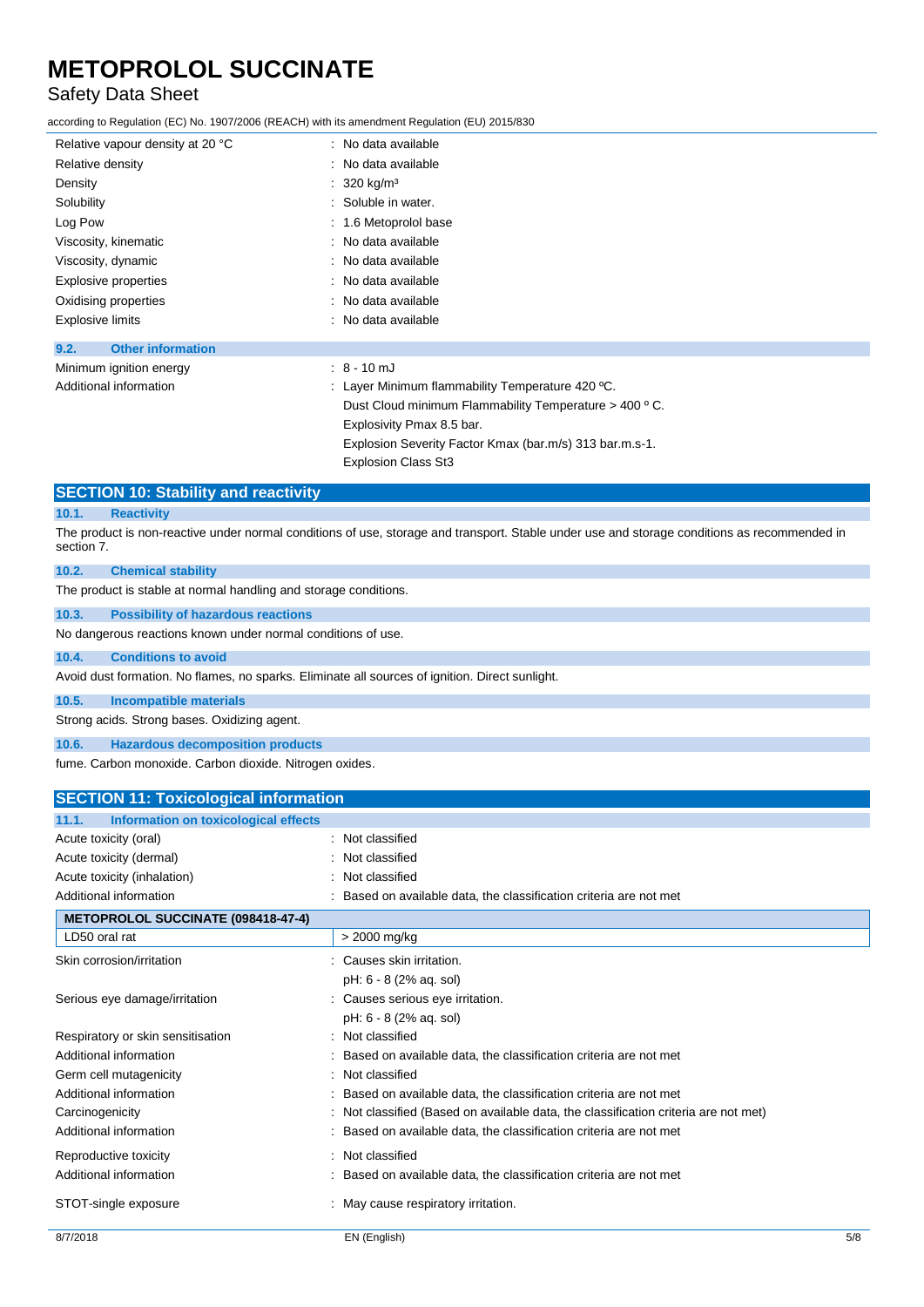| | |
|---|---|
| Relative vapour density at 20 °C | : No data available |
| Relative density | : No data available |
| Density | : 320 kg/m³ |
| Solubility | : Soluble in water. |
| Log Pow | : 1.6 Metoprolol base |
| Viscosity, kinematic | : No data available |
| Viscosity, dynamic | : No data available |
| Explosive properties | : No data available |
| Oxidising properties | : No data available |
| Explosive limits | : No data available |

### 9.2. Other information

| | |
|---|---|
| Minimum ignition energy | : 8 - 10 mJ |
| Additional information | : Layer Minimum flammability Temperature 420 ºC.<br>Dust Cloud minimum Flammability Temperature > 400 º C.<br>Explosivity Pmax 8.5 bar.<br>Explosion Severity Factor Kmax (bar.m/s) 313 bar.m.s-1.<br>Explosion Class St3 |

## SECTION 10: Stability and reactivity

### 10.1. Reactivity

The product is non-reactive under normal conditions of use, storage and transport. Stable under use and storage conditions as recommended in section 7.

### 10.2. Chemical stability

The product is stable at normal handling and storage conditions.

### 10.3. Possibility of hazardous reactions

No dangerous reactions known under normal conditions of use.

### 10.4. Conditions to avoid

Avoid dust formation. No flames, no sparks. Eliminate all sources of ignition. Direct sunlight.

### 10.5. Incompatible materials

Strong acids. Strong bases. Oxidizing agent.

### 10.6. Hazardous decomposition products

fume. Carbon monoxide. Carbon dioxide. Nitrogen oxides.

## SECTION 11: Toxicological information

### 11.1. Information on toxicological effects

| | |
|---|---|
| Acute toxicity (oral) | : Not classified |
| Acute toxicity (dermal) | : Not classified |
| Acute toxicity (inhalation) | : Not classified |
| Additional information | : Based on available data, the classification criteria are not met |

| METOPROLOL SUCCINATE (098418-47-4) | |
|---|---|
| LD50 oral rat | > 2000 mg/kg |

| | |
|---|---|
| Skin corrosion/irritation | : Causes skin irritation.<br>pH: 6 - 8 (2% aq. sol) |
| Serious eye damage/irritation | : Causes serious eye irritation.<br>pH: 6 - 8 (2% aq. sol) |
| Respiratory or skin sensitisation | : Not classified |
| Additional information | : Based on available data, the classification criteria are not met |
| Germ cell mutagenicity | : Not classified |
| Additional information | : Based on available data, the classification criteria are not met |
| Carcinogenicity | : Not classified (Based on available data, the classification criteria are not met) |
| Additional information | : Based on available data, the classification criteria are not met |
| Reproductive toxicity | : Not classified |
| Additional information | : Based on available data, the classification criteria are not met |
| STOT-single exposure | : May cause respiratory irritation. |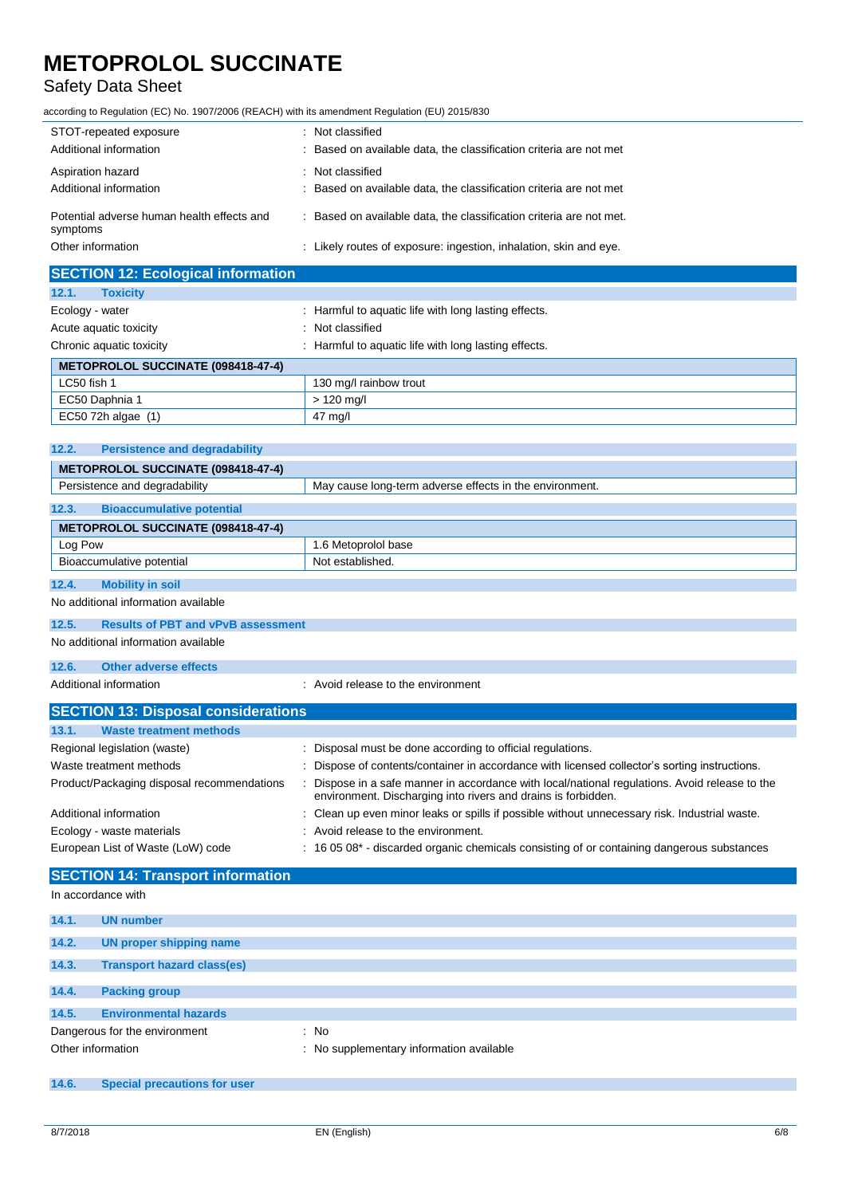STOT-repeated exposure : Not classified

Additional information : Based on available data, the classification criteria are not met

Aspiration hazard : Not classified

Additional information : Based on available data, the classification criteria are not met

Potential adverse human health effects and symptoms : Based on available data, the classification criteria are not met.

Other information : Likely routes of exposure: ingestion, inhalation, skin and eye.

## SECTION 12: Ecological information

### 12.1. Toxicity

Ecology - water : Harmful to aquatic life with long lasting effects.

Acute aquatic toxicity : Not classified

Chronic aquatic toxicity : Harmful to aquatic life with long lasting effects.

| METOPROLOL SUCCINATE (098418-47-4) | |
|---|---|
| LC50 fish 1 | 130 mg/l rainbow trout |
| EC50 Daphnia 1 | > 120 mg/l |
| EC50 72h algae (1) | 47 mg/l |

### 12.2. Persistence and degradability

| METOPROLOL SUCCINATE (098418-47-4) | |
|---|---|
| Persistence and degradability | May cause long-term adverse effects in the environment. |

### 12.3. Bioaccumulative potential

| METOPROLOL SUCCINATE (098418-47-4) | |
|---|---|
| Log Pow | 1.6 Metoprolol base |
| Bioaccumulative potential | Not established. |

### 12.4. Mobility in soil

No additional information available

### 12.5. Results of PBT and vPvB assessment

No additional information available

### 12.6. Other adverse effects

Additional information : Avoid release to the environment

## SECTION 13: Disposal considerations

### 13.1. Waste treatment methods

Regional legislation (waste) : Disposal must be done according to official regulations.

Waste treatment methods : Dispose of contents/container in accordance with licensed collector's sorting instructions.

Product/Packaging disposal recommendations : Dispose in a safe manner in accordance with local/national regulations. Avoid release to the environment. Discharging into rivers and drains is forbidden.

Additional information : Clean up even minor leaks or spills if possible without unnecessary risk. Industrial waste.

Ecology - waste materials : Avoid release to the environment.

European List of Waste (LoW) code : 16 05 08* - discarded organic chemicals consisting of or containing dangerous substances

## SECTION 14: Transport information

In accordance with

### 14.1. UN number

### 14.2. UN proper shipping name

### 14.3. Transport hazard class(es)

### 14.4. Packing group

### 14.5. Environmental hazards

Dangerous for the environment : No

Other information : No supplementary information available

### 14.6. Special precautions for user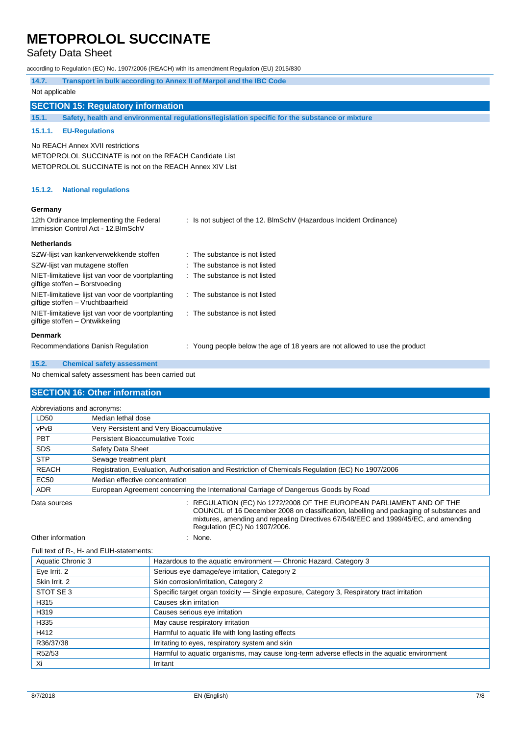### 14.7. Transport in bulk according to Annex II of Marpol and the IBC Code

Not applicable

## SECTION 15: Regulatory information

### 15.1. Safety, health and environmental regulations/legislation specific for the substance or mixture

#### 15.1.1. EU-Regulations

No REACH Annex XVII restrictions

METOPROLOL SUCCINATE is not on the REACH Candidate List

METOPROLOL SUCCINATE is not on the REACH Annex XIV List

#### 15.1.2. National regulations

**Germany**

| | |
|---|---|
| 12th Ordinance Implementing the Federal Immission Control Act - 12.BImSchV | : Is not subject of the 12. BlmSchV (Hazardous Incident Ordinance) |

**Netherlands**

| | |
|---|---|
| SZW-lijst van kankerverwekkende stoffen | : The substance is not listed |
| SZW-lijst van mutagene stoffen | : The substance is not listed |
| NIET-limitatieve lijst van voor de voortplanting giftige stoffen – Borstvoeding | : The substance is not listed |
| NIET-limitatieve lijst van voor de voortplanting giftige stoffen – Vruchtbaarheid | : The substance is not listed |
| NIET-limitatieve lijst van voor de voortplanting giftige stoffen – Ontwikkeling | : The substance is not listed |

**Denmark**

| | |
|---|---|
| Recommendations Danish Regulation | : Young people below the age of 18 years are not allowed to use the product |

### 15.2. Chemical safety assessment

No chemical safety assessment has been carried out

## SECTION 16: Other information

Abbreviations and acronyms:

| | |
|---|---|
| LD50 | Median lethal dose |
| vPvB | Very Persistent and Very Bioaccumulative |
| PBT | Persistent Bioaccumulative Toxic |
| SDS | Safety Data Sheet |
| STP | Sewage treatment plant |
| REACH | Registration, Evaluation, Authorisation and Restriction of Chemicals Regulation (EC) No 1907/2006 |
| EC50 | Median effective concentration |
| ADR | European Agreement concerning the International Carriage of Dangerous Goods by Road |

| | |
|---|---|
| Data sources | : REGULATION (EC) No 1272/2008 OF THE EUROPEAN PARLIAMENT AND OF THE COUNCIL of 16 December 2008 on classification, labelling and packaging of substances and mixtures, amending and repealing Directives 67/548/EEC and 1999/45/EC, and amending Regulation (EC) No 1907/2006. |
| Other information | : None. |

Full text of R-, H- and EUH-statements:

| | |
|---|---|
| Aquatic Chronic 3 | Hazardous to the aquatic environment — Chronic Hazard, Category 3 |
| Eye Irrit. 2 | Serious eye damage/eye irritation, Category 2 |
| Skin Irrit. 2 | Skin corrosion/irritation, Category 2 |
| STOT SE 3 | Specific target organ toxicity — Single exposure, Category 3, Respiratory tract irritation |
| H315 | Causes skin irritation |
| H319 | Causes serious eye irritation |
| H335 | May cause respiratory irritation |
| H412 | Harmful to aquatic life with long lasting effects |
| R36/37/38 | Irritating to eyes, respiratory system and skin |
| R52/53 | Harmful to aquatic organisms, may cause long-term adverse effects in the aquatic environment |
| Xi | Irritant |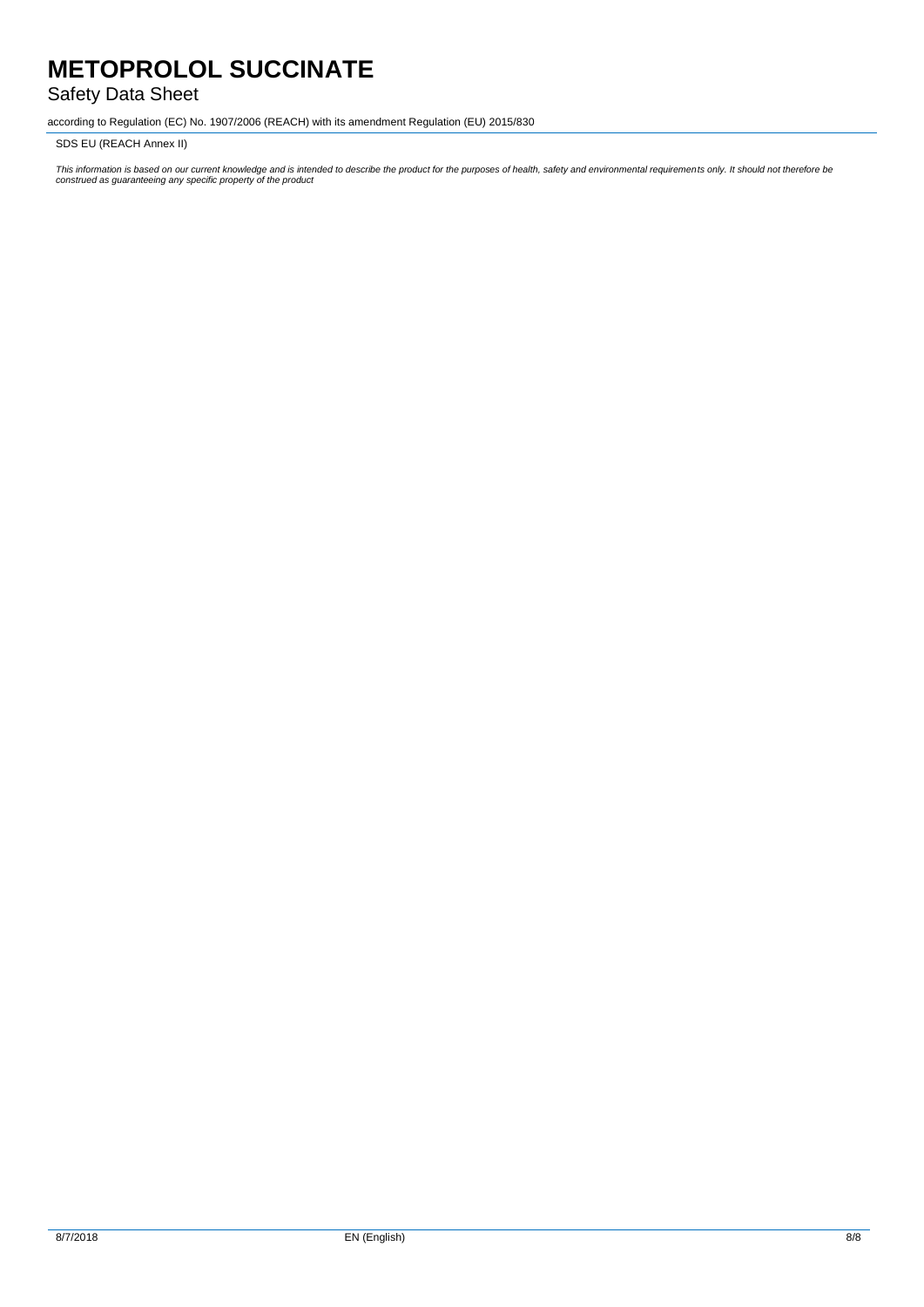This information is based on our current knowledge and is intended to describe the product for the purposes of health, safety and environmental requirements only. It should not therefore be construed as guaranteeing any specific property of the product